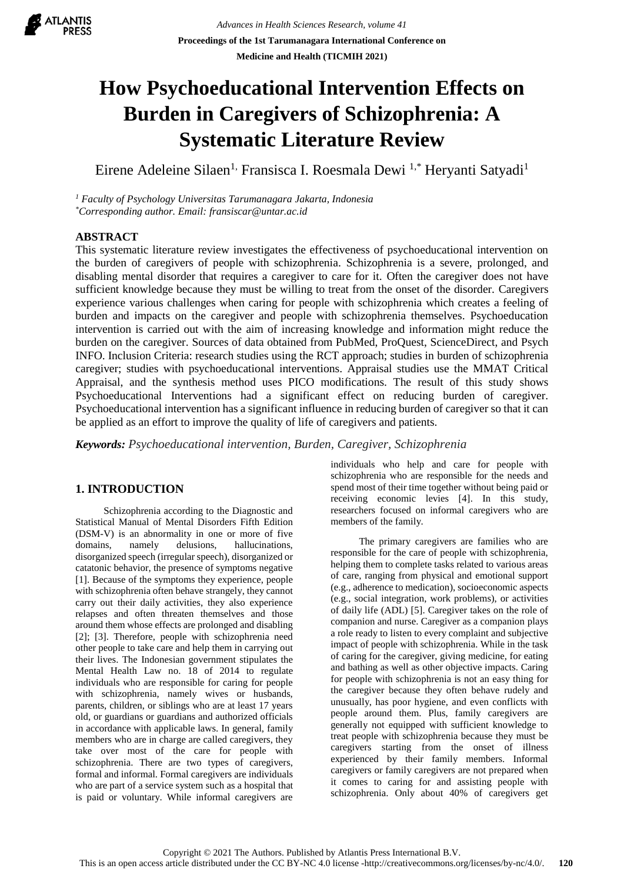# How Psychoeducational Intervention Effects on Burden in Caregivers of Schizophrenia: A Systematic Literature Review

Eirene Adeleine Silaen[1], Fransisca I. Roesmala Dewi [1,*] Heryanti Satyadi[1]

[1] *Faculty of Psychology Universitas Tarumanagara Jakarta, Indonesia*
[*]*Corresponding author. Email: fransiscar@untar.ac.id*

## ABSTRACT

This systematic literature review investigates the effectiveness of psychoeducational intervention on the burden of caregivers of people with schizophrenia. Schizophrenia is a severe, prolonged, and disabling mental disorder that requires a caregiver to care for it. Often the caregiver does not have sufficient knowledge because they must be willing to treat from the onset of the disorder. Caregivers experience various challenges when caring for people with schizophrenia which creates a feeling of burden and impacts on the caregiver and people with schizophrenia themselves. Psychoeducation intervention is carried out with the aim of increasing knowledge and information might reduce the burden on the caregiver. Sources of data obtained from PubMed, ProQuest, ScienceDirect, and Psych INFO. Inclusion Criteria: research studies using the RCT approach; studies in burden of schizophrenia caregiver; studies with psychoeducational interventions. Appraisal studies use the MMAT Critical Appraisal, and the synthesis method uses PICO modifications. The result of this study shows Psychoeducational Interventions had a significant effect on reducing burden of caregiver. Psychoeducational intervention has a significant influence in reducing burden of caregiver so that it can be applied as an effort to improve the quality of life of caregivers and patients.

***Keywords:*** *Psychoeducational intervention, Burden, Caregiver, Schizophrenia*

## 1. INTRODUCTION

Schizophrenia according to the Diagnostic and Statistical Manual of Mental Disorders Fifth Edition (DSM-V) is an abnormality in one or more of five domains, namely delusions, hallucinations, disorganized speech (irregular speech), disorganized or catatonic behavior, the presence of symptoms negative [1]. Because of the symptoms they experience, people with schizophrenia often behave strangely, they cannot carry out their daily activities, they also experience relapses and often threaten themselves and those around them whose effects are prolonged and disabling [2]; [3]. Therefore, people with schizophrenia need other people to take care and help them in carrying out their lives. The Indonesian government stipulates the Mental Health Law no. 18 of 2014 to regulate individuals who are responsible for caring for people with schizophrenia, namely wives or husbands, parents, children, or siblings who are at least 17 years old, or guardians or guardians and authorized officials in accordance with applicable laws. In general, family members who are in charge are called caregivers, they take over most of the care for people with schizophrenia. There are two types of caregivers, formal and informal. Formal caregivers are individuals who are part of a service system such as a hospital that is paid or voluntary. While informal caregivers are individuals who help and care for people with schizophrenia who are responsible for the needs and spend most of their time together without being paid or receiving economic levies [4]. In this study, researchers focused on informal caregivers who are members of the family.

The primary caregivers are families who are responsible for the care of people with schizophrenia, helping them to complete tasks related to various areas of care, ranging from physical and emotional support (e.g., adherence to medication), socioeconomic aspects (e.g., social integration, work problems), or activities of daily life (ADL) [5]. Caregiver takes on the role of companion and nurse. Caregiver as a companion plays a role ready to listen to every complaint and subjective impact of people with schizophrenia. While in the task of caring for the caregiver, giving medicine, for eating and bathing as well as other objective impacts. Caring for people with schizophrenia is not an easy thing for the caregiver because they often behave rudely and unusually, has poor hygiene, and even conflicts with people around them. Plus, family caregivers are generally not equipped with sufficient knowledge to treat people with schizophrenia because they must be caregivers starting from the onset of illness experienced by their family members. Informal caregivers or family caregivers are not prepared when it comes to caring for and assisting people with schizophrenia. Only about 40% of caregivers get

Copyright © 2021 The Authors. Published by Atlantis Press International B.V.
This is an open access article distributed under the CC BY-NC 4.0 license -http://creativecommons.org/licenses/by-nc/4.0/.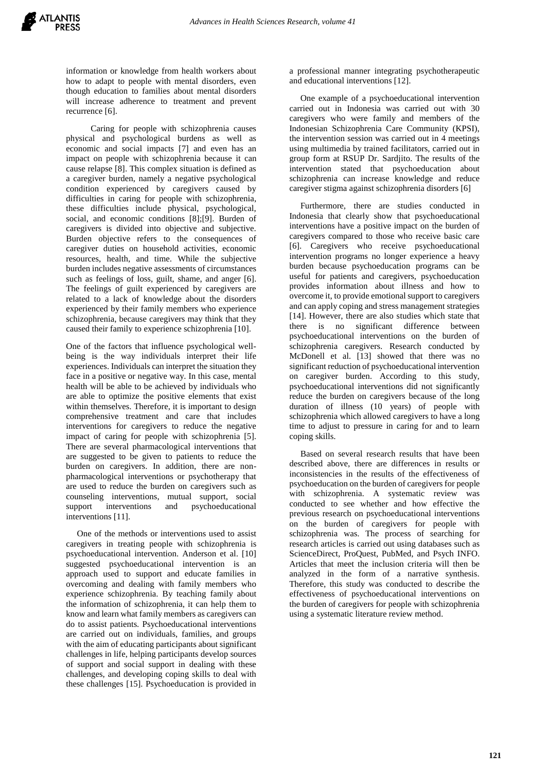information or knowledge from health workers about how to adapt to people with mental disorders, even though education to families about mental disorders will increase adherence to treatment and prevent recurrence [6].

Caring for people with schizophrenia causes physical and psychological burdens as well as economic and social impacts [7] and even has an impact on people with schizophrenia because it can cause relapse [8]. This complex situation is defined as a caregiver burden, namely a negative psychological condition experienced by caregivers caused by difficulties in caring for people with schizophrenia, these difficulties include physical, psychological, social, and economic conditions [8];[9]. Burden of caregivers is divided into objective and subjective. Burden objective refers to the consequences of caregiver duties on household activities, economic resources, health, and time. While the subjective burden includes negative assessments of circumstances such as feelings of loss, guilt, shame, and anger [6]. The feelings of guilt experienced by caregivers are related to a lack of knowledge about the disorders experienced by their family members who experience schizophrenia, because caregivers may think that they caused their family to experience schizophrenia [10].

One of the factors that influence psychological well-being is the way individuals interpret their life experiences. Individuals can interpret the situation they face in a positive or negative way. In this case, mental health will be able to be achieved by individuals who are able to optimize the positive elements that exist within themselves. Therefore, it is important to design comprehensive treatment and care that includes interventions for caregivers to reduce the negative impact of caring for people with schizophrenia [5]. There are several pharmacological interventions that are suggested to be given to patients to reduce the burden on caregivers. In addition, there are non-pharmacological interventions or psychotherapy that are used to reduce the burden on caregivers such as counseling interventions, mutual support, social support interventions and psychoeducational interventions [11].

One of the methods or interventions used to assist caregivers in treating people with schizophrenia is psychoeducational intervention. Anderson et al. [10] suggested psychoeducational intervention is an approach used to support and educate families in overcoming and dealing with family members who experience schizophrenia. By teaching family about the information of schizophrenia, it can help them to know and learn what family members as caregivers can do to assist patients. Psychoeducational interventions are carried out on individuals, families, and groups with the aim of educating participants about significant challenges in life, helping participants develop sources of support and social support in dealing with these challenges, and developing coping skills to deal with these challenges [15]. Psychoeducation is provided in a professional manner integrating psychotherapeutic and educational interventions [12].

One example of a psychoeducational intervention carried out in Indonesia was carried out with 30 caregivers who were family and members of the Indonesian Schizophrenia Care Community (KPSI), the intervention session was carried out in 4 meetings using multimedia by trained facilitators, carried out in group form at RSUP Dr. Sardjito. The results of the intervention stated that psychoeducation about schizophrenia can increase knowledge and reduce caregiver stigma against schizophrenia disorders [6]

Furthermore, there are studies conducted in Indonesia that clearly show that psychoeducational interventions have a positive impact on the burden of caregivers compared to those who receive basic care [6]. Caregivers who receive psychoeducational intervention programs no longer experience a heavy burden because psychoeducation programs can be useful for patients and caregivers, psychoeducation provides information about illness and how to overcome it, to provide emotional support to caregivers and can apply coping and stress management strategies [14]. However, there are also studies which state that there is no significant difference between psychoeducational interventions on the burden of schizophrenia caregivers. Research conducted by McDonell et al. [13] showed that there was no significant reduction of psychoeducational intervention on caregiver burden. According to this study, psychoeducational interventions did not significantly reduce the burden on caregivers because of the long duration of illness (10 years) of people with schizophrenia which allowed caregivers to have a long time to adjust to pressure in caring for and to learn coping skills.

Based on several research results that have been described above, there are differences in results or inconsistencies in the results of the effectiveness of psychoeducation on the burden of caregivers for people with schizophrenia. A systematic review was conducted to see whether and how effective the previous research on psychoeducational interventions on the burden of caregivers for people with schizophrenia was. The process of searching for research articles is carried out using databases such as ScienceDirect, ProQuest, PubMed, and Psych INFO. Articles that meet the inclusion criteria will then be analyzed in the form of a narrative synthesis. Therefore, this study was conducted to describe the effectiveness of psychoeducational interventions on the burden of caregivers for people with schizophrenia using a systematic literature review method.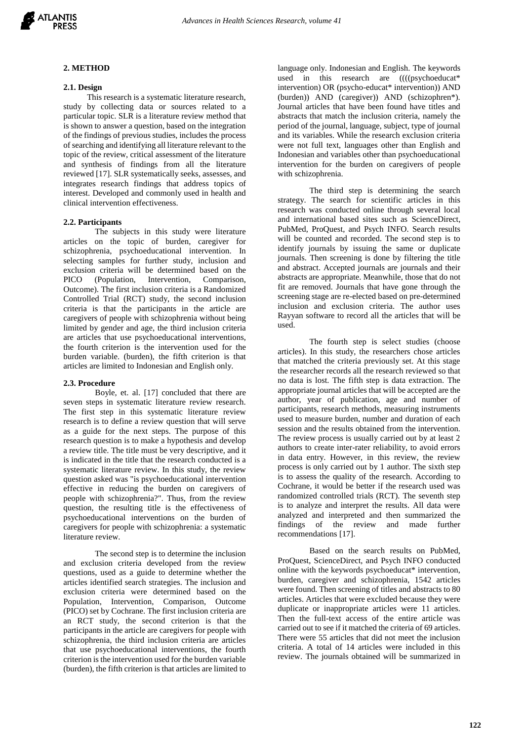## 2. METHOD

### 2.1. Design

This research is a systematic literature research, study by collecting data or sources related to a particular topic. SLR is a literature review method that is shown to answer a question, based on the integration of the findings of previous studies, includes the process of searching and identifying all literature relevant to the topic of the review, critical assessment of the literature and synthesis of findings from all the literature reviewed [17]. SLR systematically seeks, assesses, and integrates research findings that address topics of interest. Developed and commonly used in health and clinical intervention effectiveness.

### 2.2. Participants

The subjects in this study were literature articles on the topic of burden, caregiver for schizophrenia, psychoeducational intervention. In selecting samples for further study, inclusion and exclusion criteria will be determined based on the PICO (Population, Intervention, Comparison, Outcome). The first inclusion criteria is a Randomized Controlled Trial (RCT) study, the second inclusion criteria is that the participants in the article are caregivers of people with schizophrenia without being limited by gender and age, the third inclusion criteria are articles that use psychoeducational interventions, the fourth criterion is the intervention used for the burden variable. (burden), the fifth criterion is that articles are limited to Indonesian and English only.

### 2.3. Procedure

Boyle, et. al. [17] concluded that there are seven steps in systematic literature review research. The first step in this systematic literature review research is to define a review question that will serve as a guide for the next steps. The purpose of this research question is to make a hypothesis and develop a review title. The title must be very descriptive, and it is indicated in the title that the research conducted is a systematic literature review. In this study, the review question asked was "is psychoeducational intervention effective in reducing the burden on caregivers of people with schizophrenia?". Thus, from the review question, the resulting title is the effectiveness of psychoeducational interventions on the burden of caregivers for people with schizophrenia: a systematic literature review.

The second step is to determine the inclusion and exclusion criteria developed from the review questions, used as a guide to determine whether the articles identified search strategies. The inclusion and exclusion criteria were determined based on the Population, Intervention, Comparison, Outcome (PICO) set by Cochrane. The first inclusion criteria are an RCT study, the second criterion is that the participants in the article are caregivers for people with schizophrenia, the third inclusion criteria are articles that use psychoeducational interventions, the fourth criterion is the intervention used for the burden variable (burden), the fifth criterion is that articles are limited to language only. Indonesian and English. The keywords used in this research are ((((psychoeducat* intervention) OR (psycho-educat* intervention)) AND (burden)) AND (caregiver)) AND (schizophren*). Journal articles that have been found have titles and abstracts that match the inclusion criteria, namely the period of the journal, language, subject, type of journal and its variables. While the research exclusion criteria were not full text, languages other than English and Indonesian and variables other than psychoeducational intervention for the burden on caregivers of people with schizophrenia.

The third step is determining the search strategy. The search for scientific articles in this research was conducted online through several local and international based sites such as ScienceDirect, PubMed, ProQuest, and Psych INFO. Search results will be counted and recorded. The second step is to identify journals by issuing the same or duplicate journals. Then screening is done by filtering the title and abstract. Accepted journals are journals and their abstracts are appropriate. Meanwhile, those that do not fit are removed. Journals that have gone through the screening stage are re-elected based on pre-determined inclusion and exclusion criteria. The author uses Rayyan software to record all the articles that will be used.

The fourth step is select studies (choose articles). In this study, the researchers chose articles that matched the criteria previously set. At this stage the researcher records all the research reviewed so that no data is lost. The fifth step is data extraction. The appropriate journal articles that will be accepted are the author, year of publication, age and number of participants, research methods, measuring instruments used to measure burden, number and duration of each session and the results obtained from the intervention. The review process is usually carried out by at least 2 authors to create inter-rater reliability, to avoid errors in data entry. However, in this review, the review process is only carried out by 1 author. The sixth step is to assess the quality of the research. According to Cochrane, it would be better if the research used was randomized controlled trials (RCT). The seventh step is to analyze and interpret the results. All data were analyzed and interpreted and then summarized the findings of the review and made further recommendations [17].

Based on the search results on PubMed, ProQuest, ScienceDirect, and Psych INFO conducted online with the keywords psychoeducat* intervention, burden, caregiver and schizophrenia, 1542 articles were found. Then screening of titles and abstracts to 80 articles. Articles that were excluded because they were duplicate or inappropriate articles were 11 articles. Then the full-text access of the entire article was carried out to see if it matched the criteria of 69 articles. There were 55 articles that did not meet the inclusion criteria. A total of 14 articles were included in this review. The journals obtained will be summarized in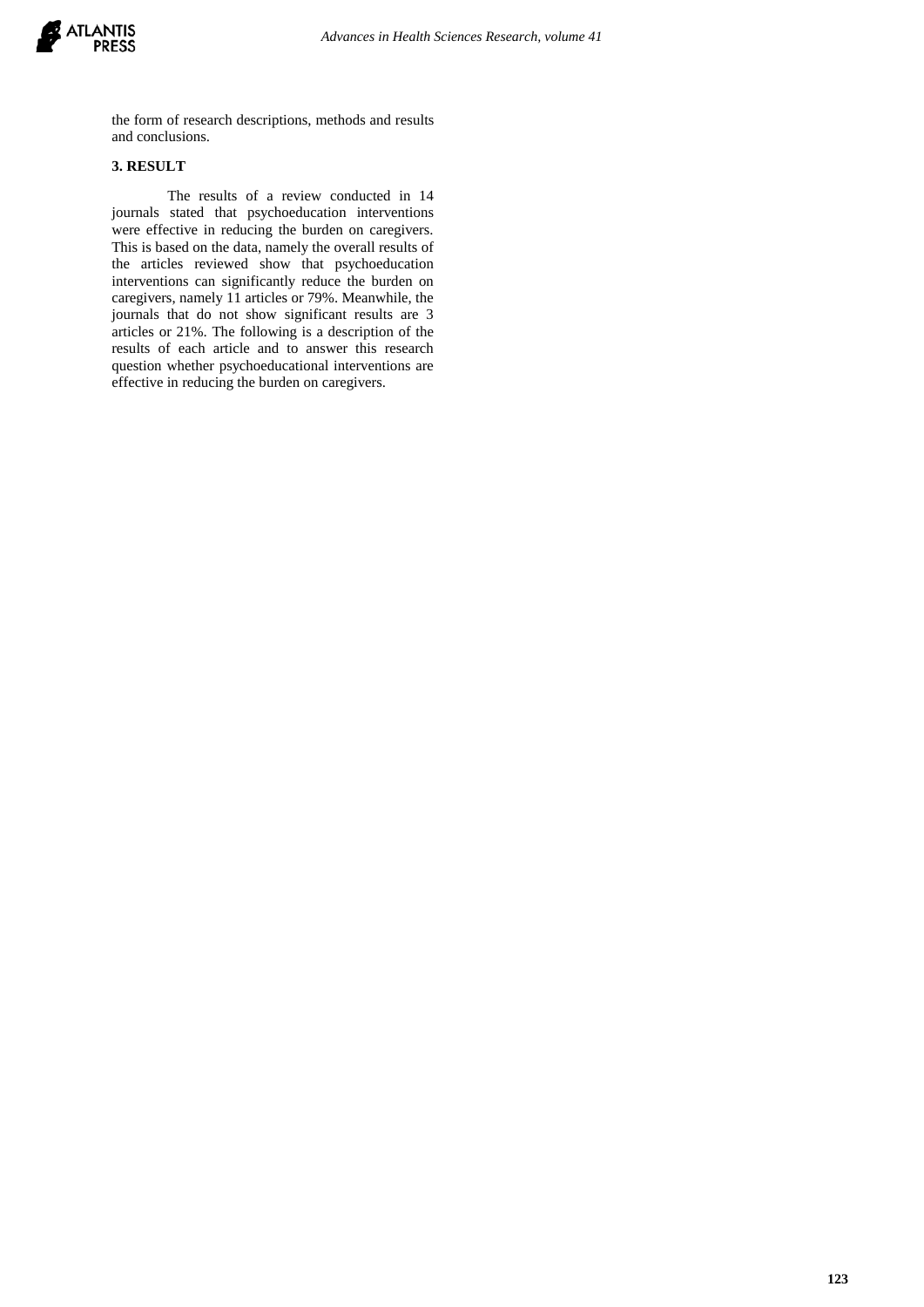the form of research descriptions, methods and results and conclusions.

## 3. RESULT

The results of a review conducted in 14 journals stated that psychoeducation interventions were effective in reducing the burden on caregivers. This is based on the data, namely the overall results of the articles reviewed show that psychoeducation interventions can significantly reduce the burden on caregivers, namely 11 articles or 79%. Meanwhile, the journals that do not show significant results are 3 articles or 21%. The following is a description of the results of each article and to answer this research question whether psychoeducational interventions are effective in reducing the burden on caregivers.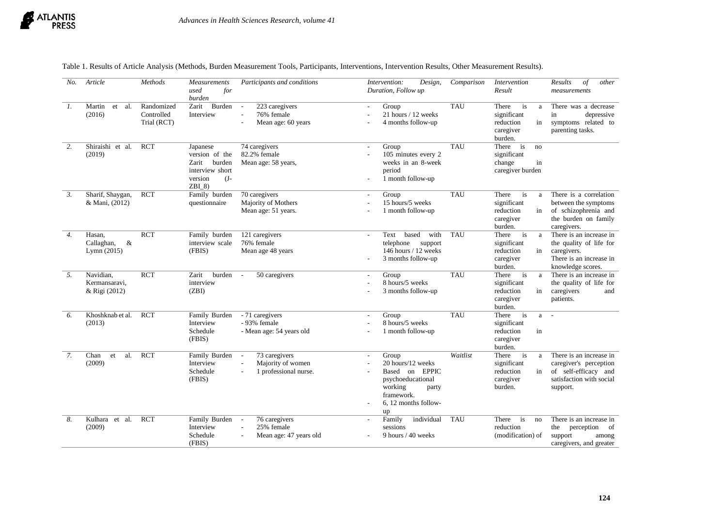Table 1. Results of Article Analysis (Methods, Burden Measurement Tools, Participants, Interventions, Intervention Results, Other Measurement Results).

| *No.* | *Article* | *Methods* | *Measurements used for burden* | *Participants and conditions* | *Intervention: Design, Duration, Follow up* | *Comparison* | *Intervention Result* | *Results of other measurements* |
|---|---|---|---|---|---|---|---|---|
| *1.* | Martin et al. (2016) | Randomized Controlled Trial (RCT) | Zarit Burden Interview | - 223 caregivers<br>- 76% female<br>- Mean age: 60 years | - Group<br>- 21 hours / 12 weeks<br>- 4 months follow-up | TAU | There is a significant reduction in caregiver burden. | There was a decrease in depressive symptoms related to parenting tasks. |
| *2.* | Shiraishi et al. (2019) | RCT | Japanese version of the Zarit burden interview short version (J-ZBI_8) | 74 caregivers<br>82.2% female<br>Mean age: 58 years, | - Group<br>- 105 minutes every 2 weeks in an 8-week period<br>- 1 month follow-up | TAU | There is no significant change in caregiver burden | |
| *3.* | Sharif, Shaygan, & Mani, (2012) | RCT | Family burden questionnaire | 70 caregivers<br>Majority of Mothers<br>Mean age: 51 years. | - Group<br>- 15 hours/5 weeks<br>- 1 month follow-up | TAU | There is a significant reduction in caregiver burden. | There is a correlation between the symptoms of schizophrenia and the burden on family caregivers. |
| *4.* | Hasan, Callaghan, & Lymn (2015) | RCT | Family burden interview scale (FBIS) | 121 caregivers<br>76% female<br>Mean age 48 years | - Text based with telephone support 146 hours / 12 weeks<br>- 3 months follow-up | TAU | There is a significant reduction in caregiver burden. | There is an increase in the quality of life for caregivers.<br>There is an increase in knowledge scores. |
| *5.* | Navidian, Kermansaravi, & Rigi (2012) | RCT | Zarit burden interview (ZBI) | - 50 caregivers | - Group<br>- 8 hours/5 weeks<br>- 3 months follow-up | TAU | There is a significant reduction in caregiver burden. | There is an increase in the quality of life for caregivers and patients. |
| *6.* | Khoshknab et al. (2013) | RCT | Family Burden Interview Schedule (FBIS) | - 71 caregivers<br>- 93% female<br>- Mean age: 54 years old | - Group<br>- 8 hours/5 weeks<br>- 1 month follow-up | TAU | There is a significant reduction in caregiver burden. | - |
| *7.* | Chan et al. (2009) | RCT | Family Burden Interview Schedule (FBIS) | - 73 caregivers<br>- Majority of women<br>- 1 professional nurse. | - Group<br>- 20 hours/12 weeks<br>- Based on EPPIC psychoeducational working party framework.<br>- 6, 12 months follow-up | *Waitlist* | There is a significant reduction in caregiver burden. | There is an increase in caregiver's perception of self-efficacy and satisfaction with social support. |
| *8.* | Kulhara et al. (2009) | RCT | Family Burden Interview Schedule (FBIS) | - 76 caregivers<br>- 25% female<br>- Mean age: 47 years old | - Family individual sessions<br>- 9 hours / 40 weeks | TAU | There is no reduction (modification) of | There is an increase in the perception of support among caregivers, and greater |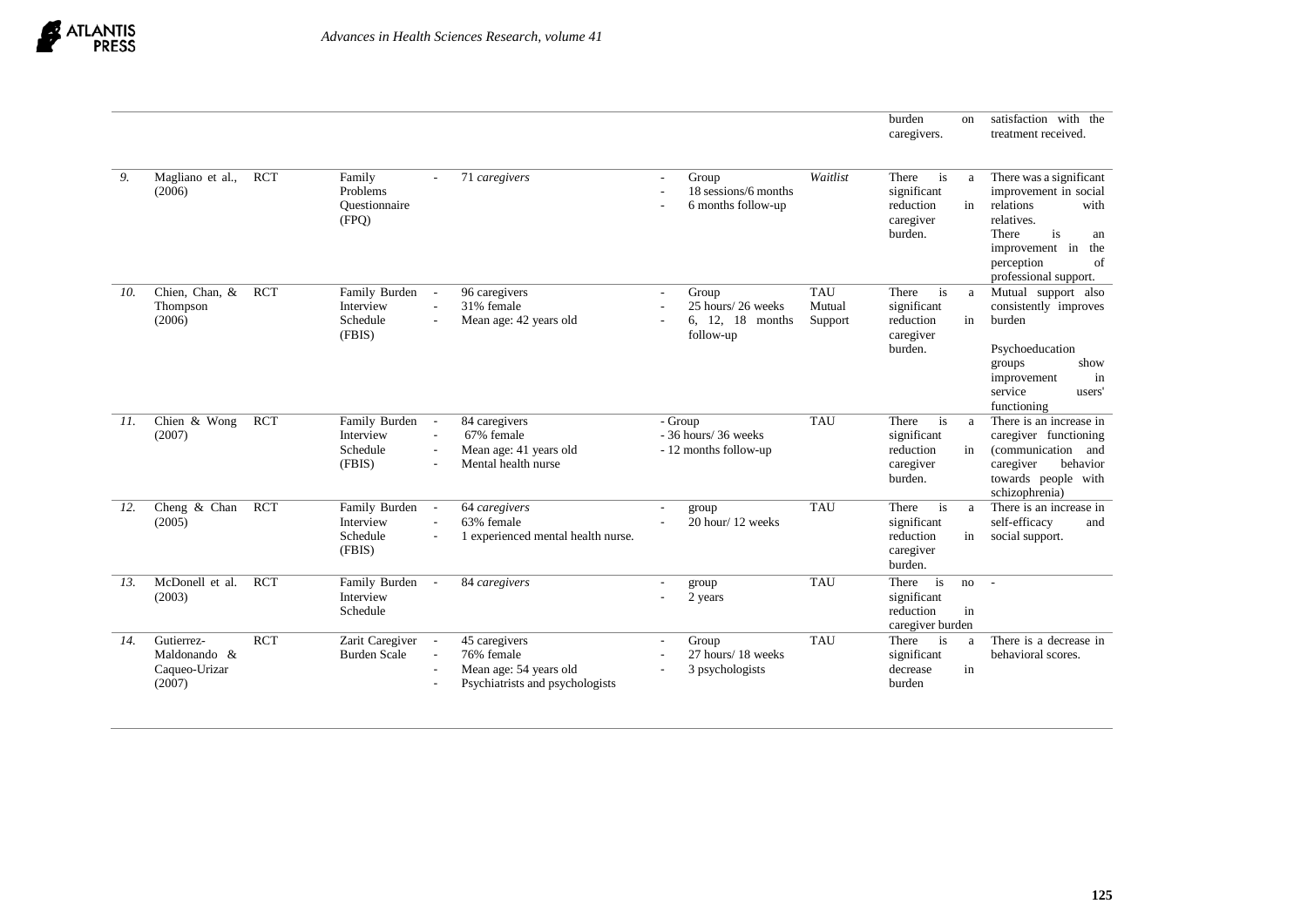| | | | | | | | | |
|---|---|---|---|---|---|---|---|---|
| | | | | | | | burden on caregivers. | satisfaction with the treatment received. |
| *9.* | Magliano et al., (2006) | RCT | Family Problems Questionnaire (FPQ) | - *71 caregivers* | - Group<br>- 18 sessions/6 months<br>- 6 months follow-up | *Waitlist* | There is a significant reduction in caregiver burden. | There was a significant improvement in social relations with relatives.<br>There is an improvement in the perception of professional support. |
| *10.* | Chien, Chan, & Thompson (2006) | RCT | Family Burden Interview Schedule (FBIS) | - 96 caregivers<br>- 31% female<br>- Mean age: 42 years old | - Group<br>- 25 hours/ 26 weeks<br>- 6, 12, 18 months follow-up | TAU<br>Mutual Support | There is a significant reduction in caregiver burden. | Mutual support also consistently improves burden<br><br>Psychoeducation groups show improvement in service users' functioning |
| *11.* | Chien & Wong (2007) | RCT | Family Burden Interview Schedule (FBIS) | - 84 caregivers<br>- 67% female<br>- Mean age: 41 years old<br>- Mental health nurse | - Group<br>- 36 hours/ 36 weeks<br>- 12 months follow-up | TAU | There is a significant reduction in caregiver burden. | There is an increase in caregiver functioning (communication and caregiver behavior towards people with schizophrenia) |
| *12.* | Cheng & Chan (2005) | RCT | Family Burden Interview Schedule (FBIS) | - *64 caregivers*<br>- 63% female<br>- 1 experienced mental health nurse. | - group<br>- 20 hour/ 12 weeks | TAU | There is a significant reduction in caregiver burden. | There is an increase in self-efficacy and social support. |
| *13.* | McDonell et al. (2003) | RCT | Family Burden Interview Schedule | - *84 caregivers* | - group<br>- 2 years | TAU | There is no significant reduction in caregiver burden | - |
| *14.* | Gutierrez-Maldonando & Caqueo-Urizar (2007) | RCT | Zarit Caregiver Burden Scale | - 45 caregivers<br>- 76% female<br>- Mean age: 54 years old<br>- Psychiatrists and psychologists | - Group<br>- 27 hours/ 18 weeks<br>- 3 psychologists | TAU | There is a significant decrease in burden | There is a decrease in behavioral scores. |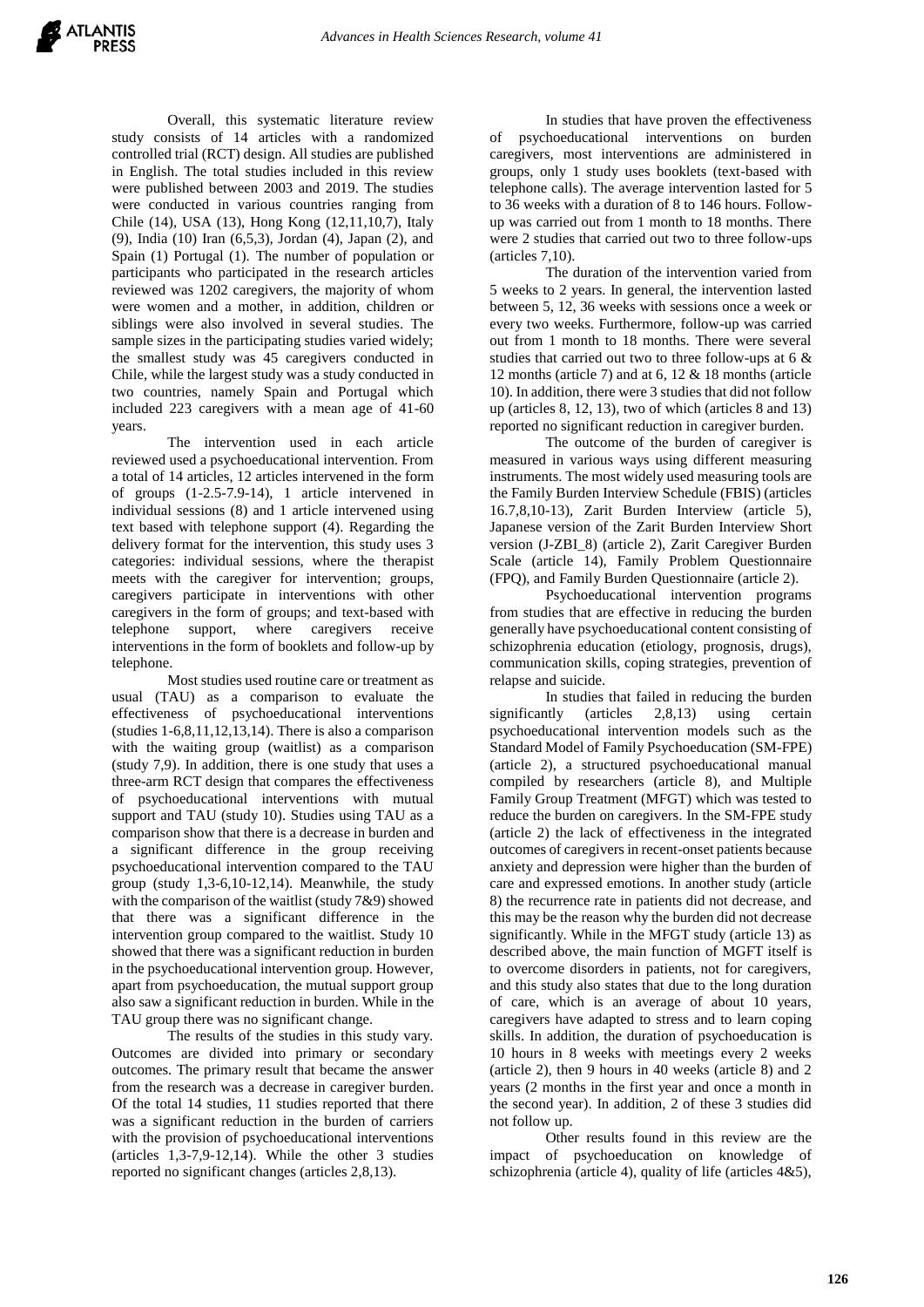Overall, this systematic literature review study consists of 14 articles with a randomized controlled trial (RCT) design. All studies are published in English. The total studies included in this review were published between 2003 and 2019. The studies were conducted in various countries ranging from Chile (14), USA (13), Hong Kong (12,11,10,7), Italy (9), India (10) Iran (6,5,3), Jordan (4), Japan (2), and Spain (1) Portugal (1). The number of population or participants who participated in the research articles reviewed was 1202 caregivers, the majority of whom were women and a mother, in addition, children or siblings were also involved in several studies. The sample sizes in the participating studies varied widely; the smallest study was 45 caregivers conducted in Chile, while the largest study was a study conducted in two countries, namely Spain and Portugal which included 223 caregivers with a mean age of 41-60 years.

The intervention used in each article reviewed used a psychoeducational intervention. From a total of 14 articles, 12 articles intervened in the form of groups (1-2.5-7.9-14), 1 article intervened in individual sessions (8) and 1 article intervened using text based with telephone support (4). Regarding the delivery format for the intervention, this study uses 3 categories: individual sessions, where the therapist meets with the caregiver for intervention; groups, caregivers participate in interventions with other caregivers in the form of groups; and text-based with telephone support, where caregivers receive interventions in the form of booklets and follow-up by telephone.

Most studies used routine care or treatment as usual (TAU) as a comparison to evaluate the effectiveness of psychoeducational interventions (studies 1-6,8,11,12,13,14). There is also a comparison with the waiting group (waitlist) as a comparison (study 7,9). In addition, there is one study that uses a three-arm RCT design that compares the effectiveness of psychoeducational interventions with mutual support and TAU (study 10). Studies using TAU as a comparison show that there is a decrease in burden and a significant difference in the group receiving psychoeducational intervention compared to the TAU group (study 1,3-6,10-12,14). Meanwhile, the study with the comparison of the waitlist (study 7&9) showed that there was a significant difference in the intervention group compared to the waitlist. Study 10 showed that there was a significant reduction in burden in the psychoeducational intervention group. However, apart from psychoeducation, the mutual support group also saw a significant reduction in burden. While in the TAU group there was no significant change.

The results of the studies in this study vary. Outcomes are divided into primary or secondary outcomes. The primary result that became the answer from the research was a decrease in caregiver burden. Of the total 14 studies, 11 studies reported that there was a significant reduction in the burden of carriers with the provision of psychoeducational interventions (articles 1,3-7,9-12,14). While the other 3 studies reported no significant changes (articles 2,8,13).

In studies that have proven the effectiveness of psychoeducational interventions on burden caregivers, most interventions are administered in groups, only 1 study uses booklets (text-based with telephone calls). The average intervention lasted for 5 to 36 weeks with a duration of 8 to 146 hours. Follow-up was carried out from 1 month to 18 months. There were 2 studies that carried out two to three follow-ups (articles 7,10).

The duration of the intervention varied from 5 weeks to 2 years. In general, the intervention lasted between 5, 12, 36 weeks with sessions once a week or every two weeks. Furthermore, follow-up was carried out from 1 month to 18 months. There were several studies that carried out two to three follow-ups at 6 & 12 months (article 7) and at 6, 12 & 18 months (article 10). In addition, there were 3 studies that did not follow up (articles 8, 12, 13), two of which (articles 8 and 13) reported no significant reduction in caregiver burden.

The outcome of the burden of caregiver is measured in various ways using different measuring instruments. The most widely used measuring tools are the Family Burden Interview Schedule (FBIS) (articles 16.7,8,10-13), Zarit Burden Interview (article 5), Japanese version of the Zarit Burden Interview Short version (J-ZBI_8) (article 2), Zarit Caregiver Burden Scale (article 14), Family Problem Questionnaire (FPQ), and Family Burden Questionnaire (article 2).

Psychoeducational intervention programs from studies that are effective in reducing the burden generally have psychoeducational content consisting of schizophrenia education (etiology, prognosis, drugs), communication skills, coping strategies, prevention of relapse and suicide.

In studies that failed in reducing the burden significantly (articles 2,8,13) using certain psychoeducational intervention models such as the Standard Model of Family Psychoeducation (SM-FPE) (article 2), a structured psychoeducational manual compiled by researchers (article 8), and Multiple Family Group Treatment (MFGT) which was tested to reduce the burden on caregivers. In the SM-FPE study (article 2) the lack of effectiveness in the integrated outcomes of caregivers in recent-onset patients because anxiety and depression were higher than the burden of care and expressed emotions. In another study (article 8) the recurrence rate in patients did not decrease, and this may be the reason why the burden did not decrease significantly. While in the MFGT study (article 13) as described above, the main function of MGFT itself is to overcome disorders in patients, not for caregivers, and this study also states that due to the long duration of care, which is an average of about 10 years, caregivers have adapted to stress and to learn coping skills. In addition, the duration of psychoeducation is 10 hours in 8 weeks with meetings every 2 weeks (article 2), then 9 hours in 40 weeks (article 8) and 2 years (2 months in the first year and once a month in the second year). In addition, 2 of these 3 studies did not follow up.

Other results found in this review are the impact of psychoeducation on knowledge of schizophrenia (article 4), quality of life (articles 4&5),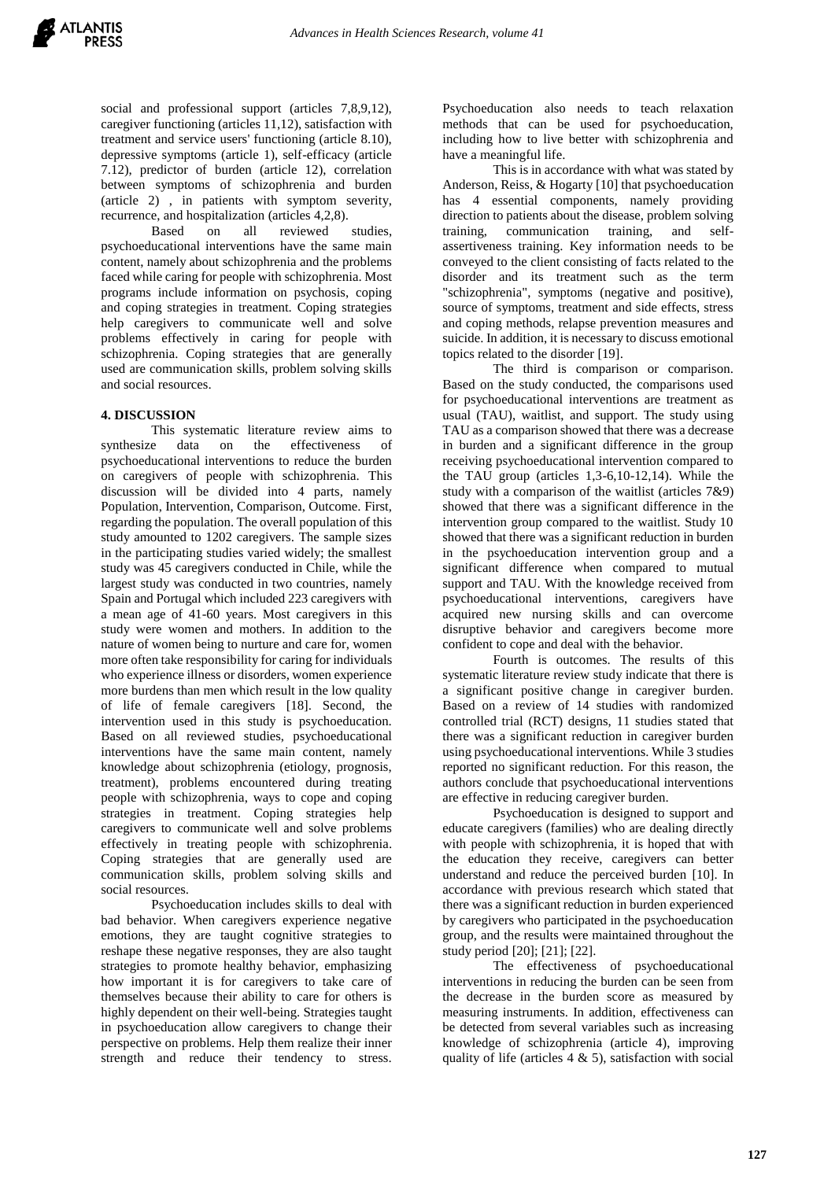social and professional support (articles 7,8,9,12), caregiver functioning (articles 11,12), satisfaction with treatment and service users' functioning (article 8.10), depressive symptoms (article 1), self-efficacy (article 7.12), predictor of burden (article 12), correlation between symptoms of schizophrenia and burden (article 2) , in patients with symptom severity, recurrence, and hospitalization (articles 4,2,8).

Based on all reviewed studies, psychoeducational interventions have the same main content, namely about schizophrenia and the problems faced while caring for people with schizophrenia. Most programs include information on psychosis, coping and coping strategies in treatment. Coping strategies help caregivers to communicate well and solve problems effectively in caring for people with schizophrenia. Coping strategies that are generally used are communication skills, problem solving skills and social resources.

## 4. DISCUSSION

This systematic literature review aims to synthesize data on the effectiveness of psychoeducational interventions to reduce the burden on caregivers of people with schizophrenia. This discussion will be divided into 4 parts, namely Population, Intervention, Comparison, Outcome. First, regarding the population. The overall population of this study amounted to 1202 caregivers. The sample sizes in the participating studies varied widely; the smallest study was 45 caregivers conducted in Chile, while the largest study was conducted in two countries, namely Spain and Portugal which included 223 caregivers with a mean age of 41-60 years. Most caregivers in this study were women and mothers. In addition to the nature of women being to nurture and care for, women more often take responsibility for caring for individuals who experience illness or disorders, women experience more burdens than men which result in the low quality of life of female caregivers [18]. Second, the intervention used in this study is psychoeducation. Based on all reviewed studies, psychoeducational interventions have the same main content, namely knowledge about schizophrenia (etiology, prognosis, treatment), problems encountered during treating people with schizophrenia, ways to cope and coping strategies in treatment. Coping strategies help caregivers to communicate well and solve problems effectively in treating people with schizophrenia. Coping strategies that are generally used are communication skills, problem solving skills and social resources.

Psychoeducation includes skills to deal with bad behavior. When caregivers experience negative emotions, they are taught cognitive strategies to reshape these negative responses, they are also taught strategies to promote healthy behavior, emphasizing how important it is for caregivers to take care of themselves because their ability to care for others is highly dependent on their well-being. Strategies taught in psychoeducation allow caregivers to change their perspective on problems. Help them realize their inner strength and reduce their tendency to stress. Psychoeducation also needs to teach relaxation methods that can be used for psychoeducation, including how to live better with schizophrenia and have a meaningful life.

This is in accordance with what was stated by Anderson, Reiss, & Hogarty [10] that psychoeducation has 4 essential components, namely providing direction to patients about the disease, problem solving training, communication training, and self-assertiveness training. Key information needs to be conveyed to the client consisting of facts related to the disorder and its treatment such as the term "schizophrenia", symptoms (negative and positive), source of symptoms, treatment and side effects, stress and coping methods, relapse prevention measures and suicide. In addition, it is necessary to discuss emotional topics related to the disorder [19].

The third is comparison or comparison. Based on the study conducted, the comparisons used for psychoeducational interventions are treatment as usual (TAU), waitlist, and support. The study using TAU as a comparison showed that there was a decrease in burden and a significant difference in the group receiving psychoeducational intervention compared to the TAU group (articles 1,3-6,10-12,14). While the study with a comparison of the waitlist (articles 7&9) showed that there was a significant difference in the intervention group compared to the waitlist. Study 10 showed that there was a significant reduction in burden in the psychoeducation intervention group and a significant difference when compared to mutual support and TAU. With the knowledge received from psychoeducational interventions, caregivers have acquired new nursing skills and can overcome disruptive behavior and caregivers become more confident to cope and deal with the behavior.

Fourth is outcomes. The results of this systematic literature review study indicate that there is a significant positive change in caregiver burden. Based on a review of 14 studies with randomized controlled trial (RCT) designs, 11 studies stated that there was a significant reduction in caregiver burden using psychoeducational interventions. While 3 studies reported no significant reduction. For this reason, the authors conclude that psychoeducational interventions are effective in reducing caregiver burden.

Psychoeducation is designed to support and educate caregivers (families) who are dealing directly with people with schizophrenia, it is hoped that with the education they receive, caregivers can better understand and reduce the perceived burden [10]. In accordance with previous research which stated that there was a significant reduction in burden experienced by caregivers who participated in the psychoeducation group, and the results were maintained throughout the study period [20]; [21]; [22].

The effectiveness of psychoeducational interventions in reducing the burden can be seen from the decrease in the burden score as measured by measuring instruments. In addition, effectiveness can be detected from several variables such as increasing knowledge of schizophrenia (article 4), improving quality of life (articles 4 & 5), satisfaction with social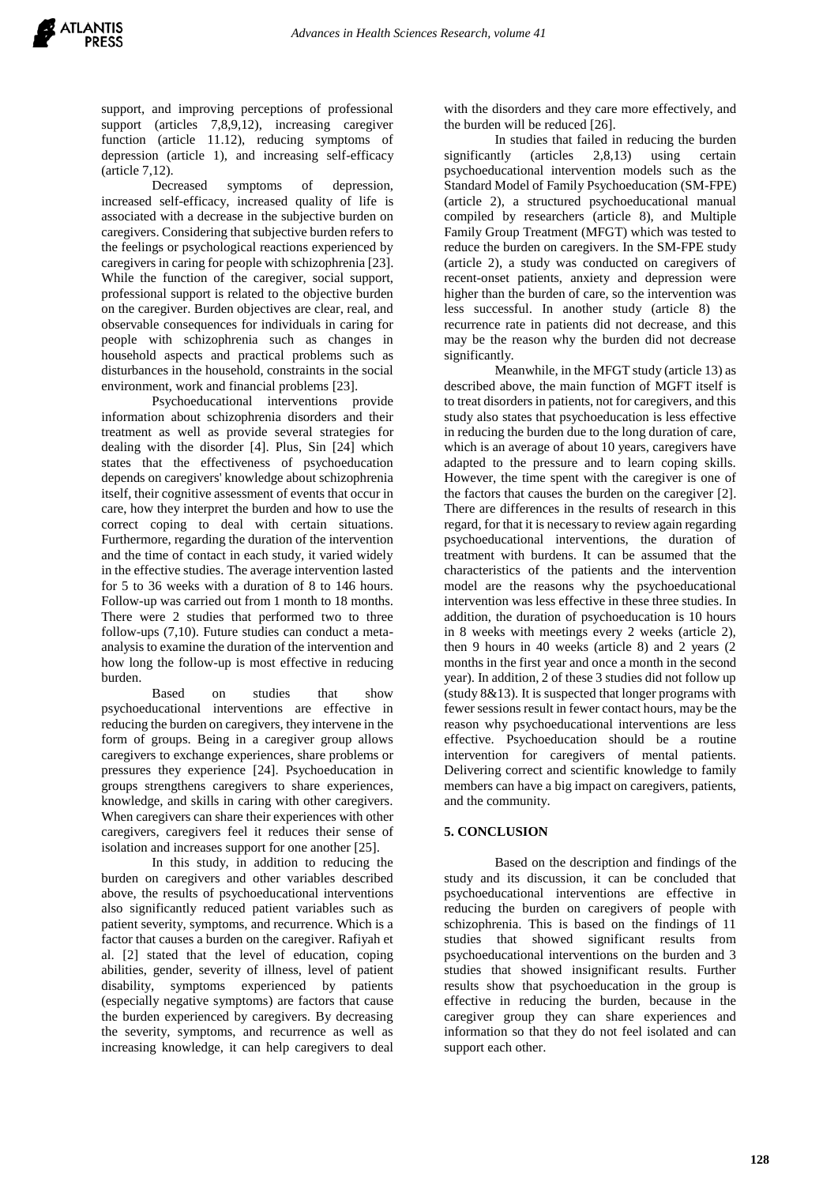support, and improving perceptions of professional support (articles 7,8,9,12), increasing caregiver function (article 11.12), reducing symptoms of depression (article 1), and increasing self-efficacy (article 7,12).

Decreased symptoms of depression, increased self-efficacy, increased quality of life is associated with a decrease in the subjective burden on caregivers. Considering that subjective burden refers to the feelings or psychological reactions experienced by caregivers in caring for people with schizophrenia [23]. While the function of the caregiver, social support, professional support is related to the objective burden on the caregiver. Burden objectives are clear, real, and observable consequences for individuals in caring for people with schizophrenia such as changes in household aspects and practical problems such as disturbances in the household, constraints in the social environment, work and financial problems [23].

Psychoeducational interventions provide information about schizophrenia disorders and their treatment as well as provide several strategies for dealing with the disorder [4]. Plus, Sin [24] which states that the effectiveness of psychoeducation depends on caregivers' knowledge about schizophrenia itself, their cognitive assessment of events that occur in care, how they interpret the burden and how to use the correct coping to deal with certain situations. Furthermore, regarding the duration of the intervention and the time of contact in each study, it varied widely in the effective studies. The average intervention lasted for 5 to 36 weeks with a duration of 8 to 146 hours. Follow-up was carried out from 1 month to 18 months. There were 2 studies that performed two to three follow-ups (7,10). Future studies can conduct a meta-analysis to examine the duration of the intervention and how long the follow-up is most effective in reducing burden.

Based on studies that show psychoeducational interventions are effective in reducing the burden on caregivers, they intervene in the form of groups. Being in a caregiver group allows caregivers to exchange experiences, share problems or pressures they experience [24]. Psychoeducation in groups strengthens caregivers to share experiences, knowledge, and skills in caring with other caregivers. When caregivers can share their experiences with other caregivers, caregivers feel it reduces their sense of isolation and increases support for one another [25].

In this study, in addition to reducing the burden on caregivers and other variables described above, the results of psychoeducational interventions also significantly reduced patient variables such as patient severity, symptoms, and recurrence. Which is a factor that causes a burden on the caregiver. Rafiyah et al. [2] stated that the level of education, coping abilities, gender, severity of illness, level of patient disability, symptoms experienced by patients (especially negative symptoms) are factors that cause the burden experienced by caregivers. By decreasing the severity, symptoms, and recurrence as well as increasing knowledge, it can help caregivers to deal with the disorders and they care more effectively, and the burden will be reduced [26].

In studies that failed in reducing the burden significantly (articles 2,8,13) using certain psychoeducational intervention models such as the Standard Model of Family Psychoeducation (SM-FPE) (article 2), a structured psychoeducational manual compiled by researchers (article 8), and Multiple Family Group Treatment (MFGT) which was tested to reduce the burden on caregivers. In the SM-FPE study (article 2), a study was conducted on caregivers of recent-onset patients, anxiety and depression were higher than the burden of care, so the intervention was less successful. In another study (article 8) the recurrence rate in patients did not decrease, and this may be the reason why the burden did not decrease significantly.

Meanwhile, in the MFGT study (article 13) as described above, the main function of MGFT itself is to treat disorders in patients, not for caregivers, and this study also states that psychoeducation is less effective in reducing the burden due to the long duration of care, which is an average of about 10 years, caregivers have adapted to the pressure and to learn coping skills. However, the time spent with the caregiver is one of the factors that causes the burden on the caregiver [2]. There are differences in the results of research in this regard, for that it is necessary to review again regarding psychoeducational interventions, the duration of treatment with burdens. It can be assumed that the characteristics of the patients and the intervention model are the reasons why the psychoeducational intervention was less effective in these three studies. In addition, the duration of psychoeducation is 10 hours in 8 weeks with meetings every 2 weeks (article 2), then 9 hours in 40 weeks (article 8) and 2 years (2 months in the first year and once a month in the second year). In addition, 2 of these 3 studies did not follow up (study 8&13). It is suspected that longer programs with fewer sessions result in fewer contact hours, may be the reason why psychoeducational interventions are less effective. Psychoeducation should be a routine intervention for caregivers of mental patients. Delivering correct and scientific knowledge to family members can have a big impact on caregivers, patients, and the community.

## 5. CONCLUSION

Based on the description and findings of the study and its discussion, it can be concluded that psychoeducational interventions are effective in reducing the burden on caregivers of people with schizophrenia. This is based on the findings of 11 studies that showed significant results from psychoeducational interventions on the burden and 3 studies that showed insignificant results. Further results show that psychoeducation in the group is effective in reducing the burden, because in the caregiver group they can share experiences and information so that they do not feel isolated and can support each other.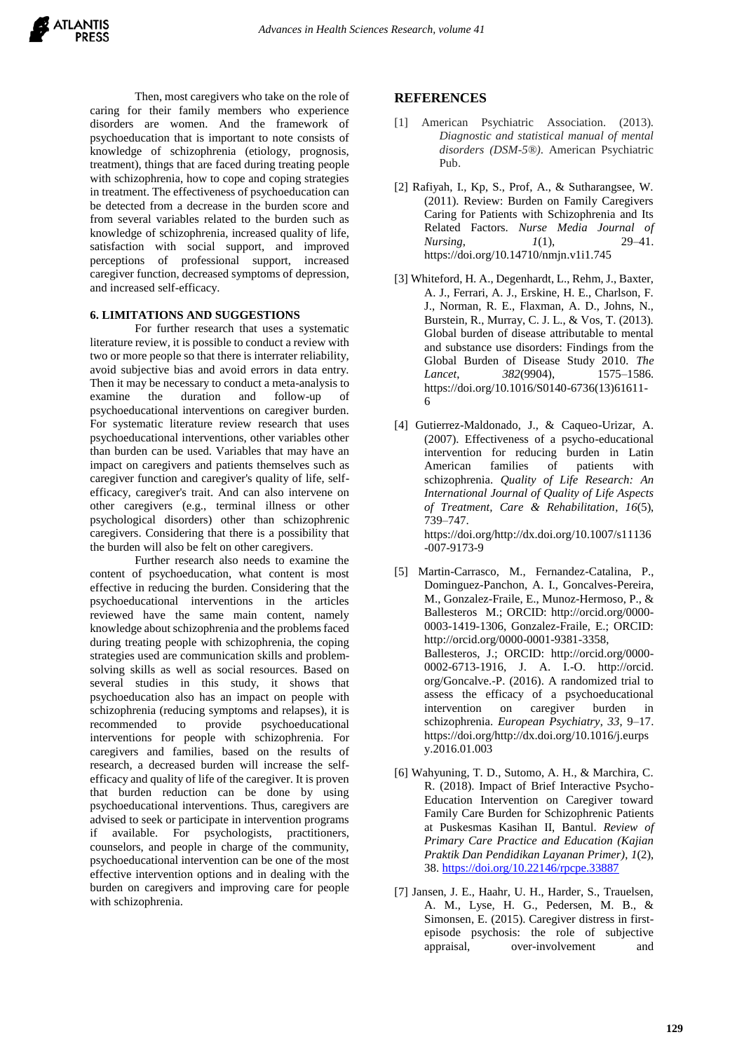Then, most caregivers who take on the role of caring for their family members who experience disorders are women. And the framework of psychoeducation that is important to note consists of knowledge of schizophrenia (etiology, prognosis, treatment), things that are faced during treating people with schizophrenia, how to cope and coping strategies in treatment. The effectiveness of psychoeducation can be detected from a decrease in the burden score and from several variables related to the burden such as knowledge of schizophrenia, increased quality of life, satisfaction with social support, and improved perceptions of professional support, increased caregiver function, decreased symptoms of depression, and increased self-efficacy.

### 6. LIMITATIONS AND SUGGESTIONS

For further research that uses a systematic literature review, it is possible to conduct a review with two or more people so that there is interrater reliability, avoid subjective bias and avoid errors in data entry. Then it may be necessary to conduct a meta-analysis to examine the duration and follow-up of psychoeducational interventions on caregiver burden. For systematic literature review research that uses psychoeducational interventions, other variables other than burden can be used. Variables that may have an impact on caregivers and patients themselves such as caregiver function and caregiver's quality of life, self-efficacy, caregiver's trait. And can also intervene on other caregivers (e.g., terminal illness or other psychological disorders) other than schizophrenic caregivers. Considering that there is a possibility that the burden will also be felt on other caregivers.

Further research also needs to examine the content of psychoeducation, what content is most effective in reducing the burden. Considering that the psychoeducational interventions in the articles reviewed have the same main content, namely knowledge about schizophrenia and the problems faced during treating people with schizophrenia, the coping strategies used are communication skills and problem-solving skills as well as social resources. Based on several studies in this study, it shows that psychoeducation also has an impact on people with schizophrenia (reducing symptoms and relapses), it is recommended to provide psychoeducational interventions for people with schizophrenia. For caregivers and families, based on the results of research, a decreased burden will increase the self-efficacy and quality of life of the caregiver. It is proven that burden reduction can be done by using psychoeducational interventions. Thus, caregivers are advised to seek or participate in intervention programs if available. For psychologists, practitioners, counselors, and people in charge of the community, psychoeducational intervention can be one of the most effective intervention options and in dealing with the burden on caregivers and improving care for people with schizophrenia.

## REFERENCES

[1] American Psychiatric Association. (2013). *Diagnostic and statistical manual of mental disorders (DSM-5®)*. American Psychiatric Pub.

[2] Rafiyah, I., Kp, S., Prof, A., & Sutharangsee, W. (2011). Review: Burden on Family Caregivers Caring for Patients with Schizophrenia and Its Related Factors. *Nurse Media Journal of Nursing*, *1*(1), 29–41. https://doi.org/10.14710/nmjn.v1i1.745

[3] Whiteford, H. A., Degenhardt, L., Rehm, J., Baxter, A. J., Ferrari, A. J., Erskine, H. E., Charlson, F. J., Norman, R. E., Flaxman, A. D., Johns, N., Burstein, R., Murray, C. J. L., & Vos, T. (2013). Global burden of disease attributable to mental and substance use disorders: Findings from the Global Burden of Disease Study 2010. *The Lancet*, *382*(9904), 1575–1586. https://doi.org/10.1016/S0140-6736(13)61611-6

[4] Gutierrez-Maldonado, J., & Caqueo-Urizar, A. (2007). Effectiveness of a psycho-educational intervention for reducing burden in Latin American families of patients with schizophrenia. *Quality of Life Research: An International Journal of Quality of Life Aspects of Treatment, Care & Rehabilitation*, *16*(5), 739–747. https://doi.org/http://dx.doi.org/10.1007/s11136-007-9173-9

[5] Martin-Carrasco, M., Fernandez-Catalina, P., Dominguez-Panchon, A. I., Goncalves-Pereira, M., Gonzalez-Fraile, E., Munoz-Hermoso, P., & Ballesteros M.; ORCID: http://orcid.org/0000-0003-1419-1306, Gonzalez-Fraile, E.; ORCID: http://orcid.org/0000-0001-9381-3358, Ballesteros, J.; ORCID: http://orcid.org/0000-0002-6713-1916, J. A. I.-O. http://orcid.org/Goncalve.-P. (2016). A randomized trial to assess the efficacy of a psychoeducational intervention on caregiver burden in schizophrenia. *European Psychiatry*, *33*, 9–17. https://doi.org/http://dx.doi.org/10.1016/j.eurpsy.2016.01.003

[6] Wahyuning, T. D., Sutomo, A. H., & Marchira, C. R. (2018). Impact of Brief Interactive Psycho-Education Intervention on Caregiver toward Family Care Burden for Schizophrenic Patients at Puskesmas Kasihan II, Bantul. *Review of Primary Care Practice and Education (Kajian Praktik Dan Pendidikan Layanan Primer)*, *1*(2), 38. https://doi.org/10.22146/rpcpe.33887

[7] Jansen, J. E., Haahr, U. H., Harder, S., Trauelsen, A. M., Lyse, H. G., Pedersen, M. B., & Simonsen, E. (2015). Caregiver distress in first-episode psychosis: the role of subjective appraisal, over-involvement and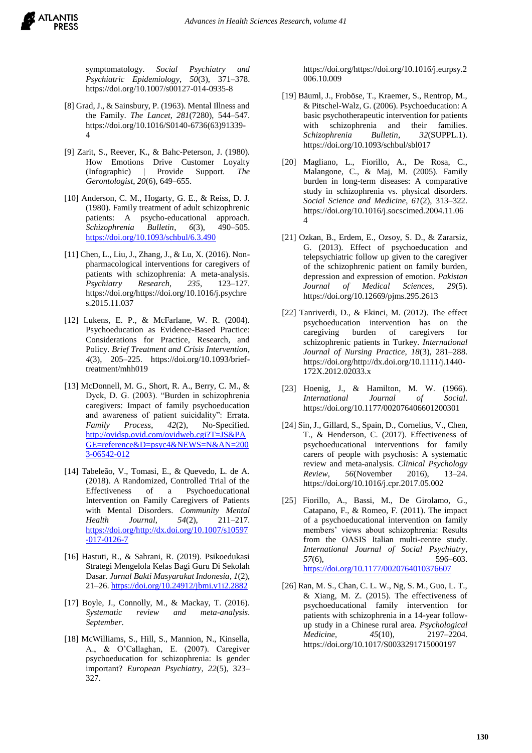symptomatology. *Social Psychiatry and Psychiatric Epidemiology*, *50*(3), 371–378. https://doi.org/10.1007/s00127-014-0935-8

[8] Grad, J., & Sainsbury, P. (1963). Mental Illness and the Family. *The Lancet*, *281*(7280), 544–547. https://doi.org/10.1016/S0140-6736(63)91339-4

[9] Zarit, S., Reever, K., & Bahc-Peterson, J. (1980). How Emotions Drive Customer Loyalty (Infographic) | Provide Support. *The Gerontologist*, *20*(6), 649–655.

[10] Anderson, C. M., Hogarty, G. E., & Reiss, D. J. (1980). Family treatment of adult schizophrenic patients: A psycho-educational approach. *Schizophrenia Bulletin*, *6*(3), 490–505. https://doi.org/10.1093/schbul/6.3.490

[11] Chen, L., Liu, J., Zhang, J., & Lu, X. (2016). Non-pharmacological interventions for caregivers of patients with schizophrenia: A meta-analysis. *Psychiatry Research*, *235*, 123–127. https://doi.org/https://doi.org/10.1016/j.psychres.2015.11.037

[12] Lukens, E. P., & McFarlane, W. R. (2004). Psychoeducation as Evidence-Based Practice: Considerations for Practice, Research, and Policy. *Brief Treatment and Crisis Intervention*, *4*(3), 205–225. https://doi.org/10.1093/brief-treatment/mhh019

[13] McDonnell, M. G., Short, R. A., Berry, C. M., & Dyck, D. G. (2003). "Burden in schizophrenia caregivers: Impact of family psychoeducation and awareness of patient suicidality": Errata. *Family Process*, *42*(2), No-Specified. http://ovidsp.ovid.com/ovidweb.cgi?T=JS&PAGE=reference&D=psyc4&NEWS=N&AN=2003-06542-012

[14] Tabeleão, V., Tomasi, E., & Quevedo, L. de A. (2018). A Randomized, Controlled Trial of the Effectiveness of a Psychoeducational Intervention on Family Caregivers of Patients with Mental Disorders. *Community Mental Health Journal*, *54*(2), 211–217. https://doi.org/http://dx.doi.org/10.1007/s10597-017-0126-7

[16] Hastuti, R., & Sahrani, R. (2019). Psikoedukasi Strategi Mengelola Kelas Bagi Guru Di Sekolah Dasar. *Jurnal Bakti Masyarakat Indonesia*, *1*(2), 21–26. https://doi.org/10.24912/jbmi.v1i2.2882

[17] Boyle, J., Connolly, M., & Mackay, T. (2016). *Systematic review and meta-analysis. September*.

[18] McWilliams, S., Hill, S., Mannion, N., Kinsella, A., & O'Callaghan, E. (2007). Caregiver psychoeducation for schizophrenia: Is gender important? *European Psychiatry*, *22*(5), 323–327. https://doi.org/https://doi.org/10.1016/j.eurpsy.2006.10.009

[19] Bäuml, J., Froböse, T., Kraemer, S., Rentrop, M., & Pitschel-Walz, G. (2006). Psychoeducation: A basic psychotherapeutic intervention for patients with schizophrenia and their families. *Schizophrenia Bulletin*, *32*(SUPPL.1). https://doi.org/10.1093/schbul/sbl017

[20] Magliano, L., Fiorillo, A., De Rosa, C., Malangone, C., & Maj, M. (2005). Family burden in long-term diseases: A comparative study in schizophrenia vs. physical disorders. *Social Science and Medicine*, *61*(2), 313–322. https://doi.org/10.1016/j.socscimed.2004.11.064

[21] Ozkan, B., Erdem, E., Ozsoy, S. D., & Zararsiz, G. (2013). Effect of psychoeducation and telepsychiatric follow up given to the caregiver of the schizophrenic patient on family burden, depression and expression of emotion. *Pakistan Journal of Medical Sciences*, *29*(5). https://doi.org/10.12669/pjms.295.2613

[22] Tanriverdi, D., & Ekinci, M. (2012). The effect psychoeducation intervention has on the caregiving burden of caregivers for schizophrenic patients in Turkey. *International Journal of Nursing Practice*, *18*(3), 281–288. https://doi.org/http://dx.doi.org/10.1111/j.1440-172X.2012.02033.x

[23] Hoenig, J., & Hamilton, M. W. (1966). *International Journal of Social*. https://doi.org/10.1177/002076406601200301

[24] Sin, J., Gillard, S., Spain, D., Cornelius, V., Chen, T., & Henderson, C. (2017). Effectiveness of psychoeducational interventions for family carers of people with psychosis: A systematic review and meta-analysis. *Clinical Psychology Review*, *56*(November 2016), 13–24. https://doi.org/10.1016/j.cpr.2017.05.002

[25] Fiorillo, A., Bassi, M., De Girolamo, G., Catapano, F., & Romeo, F. (2011). The impact of a psychoeducational intervention on family members' views about schizophrenia: Results from the OASIS Italian multi-centre study. *International Journal of Social Psychiatry*, *57*(6), 596–603. https://doi.org/10.1177/0020764010376607

[26] Ran, M. S., Chan, C. L. W., Ng, S. M., Guo, L. T., & Xiang, M. Z. (2015). The effectiveness of psychoeducational family intervention for patients with schizophrenia in a 14-year follow-up study in a Chinese rural area. *Psychological Medicine*, *45*(10), 2197–2204. https://doi.org/10.1017/S0033291715000197